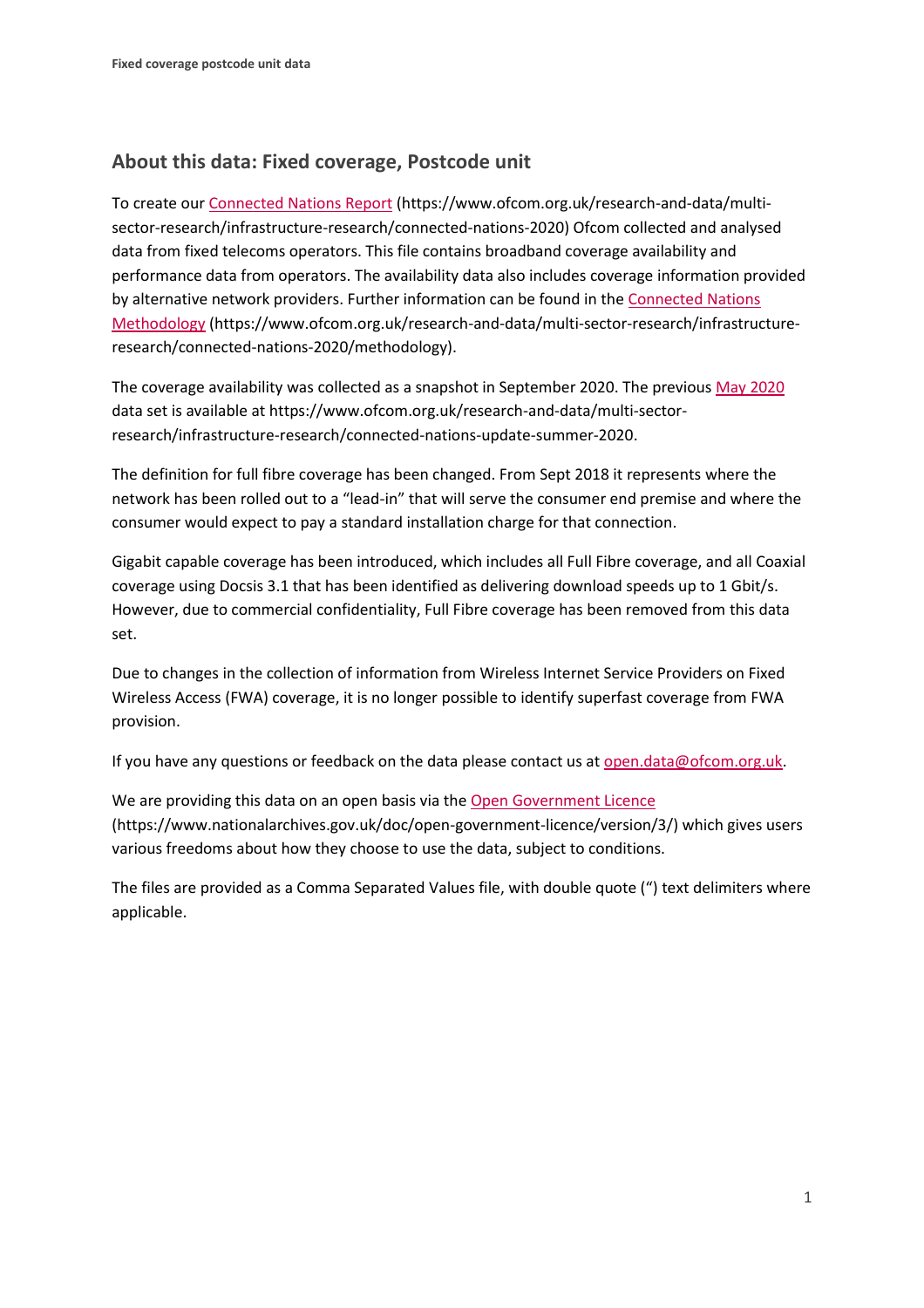## About this data: Fixed coverage, Postcode unit

To create our [Connected Nations Report](https://www.ofcom.org.uk/research-and-data/multi-sector-research/infrastructure-research/connected-nations-2020) (https://www.ofcom.org.uk/research-and-data/multi-sector-research/infrastructure-research/connected-nations-2020) Ofcom collected and analysed data from fixed telecoms operators. This file contains broadband coverage availability and performance data from operators. The availability data also includes coverage information provided by alternative network providers. Further information can be found in the [Connected Nations Methodology](https://www.ofcom.org.uk/research-and-data/multi-sector-research/infrastructure-research/connected-nations-2020/methodology) (https://www.ofcom.org.uk/research-and-data/multi-sector-research/infrastructure-research/connected-nations-2020/methodology).

The coverage availability was collected as a snapshot in September 2020. The previous [May 2020](https://www.ofcom.org.uk/research-and-data/multi-sector-research/infrastructure-research/connected-nations-update-summer-2020) data set is available at https://www.ofcom.org.uk/research-and-data/multi-sector-research/infrastructure-research/connected-nations-update-summer-2020.

The definition for full fibre coverage has been changed. From Sept 2018 it represents where the network has been rolled out to a "lead-in" that will serve the consumer end premise and where the consumer would expect to pay a standard installation charge for that connection.

Gigabit capable coverage has been introduced, which includes all Full Fibre coverage, and all Coaxial coverage using Docsis 3.1 that has been identified as delivering download speeds up to 1 Gbit/s. However, due to commercial confidentiality, Full Fibre coverage has been removed from this data set.

Due to changes in the collection of information from Wireless Internet Service Providers on Fixed Wireless Access (FWA) coverage, it is no longer possible to identify superfast coverage from FWA provision.

If you have any questions or feedback on the data please contact us at [open.data@ofcom.org.uk](mailto:open.data@ofcom.org.uk).

We are providing this data on an open basis via the [Open Government Licence](https://www.nationalarchives.gov.uk/doc/open-government-licence/version/3/) (https://www.nationalarchives.gov.uk/doc/open-government-licence/version/3/) which gives users various freedoms about how they choose to use the data, subject to conditions.

The files are provided as a Comma Separated Values file, with double quote (") text delimiters where applicable.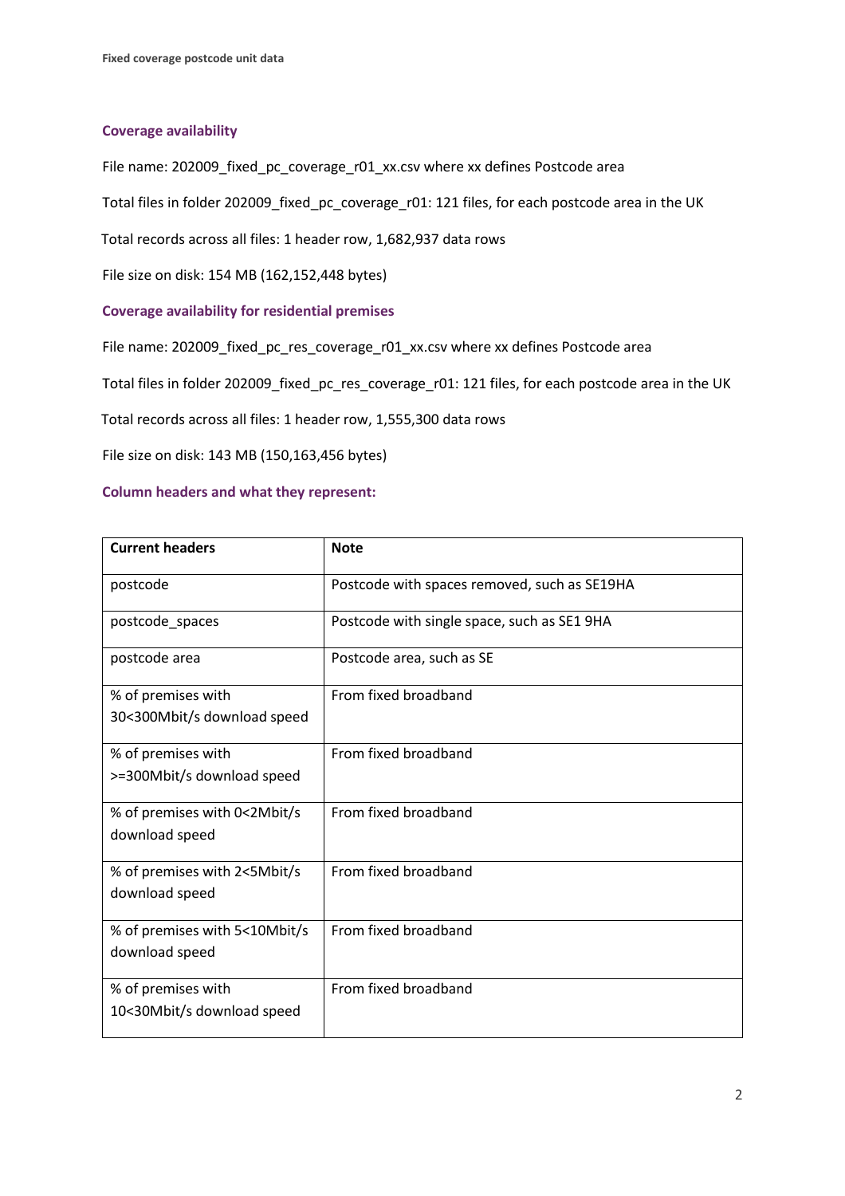## Coverage availability

File name: 202009_fixed_pc_coverage_r01_xx.csv where xx defines Postcode area

Total files in folder 202009_fixed_pc_coverage_r01: 121 files, for each postcode area in the UK

Total records across all files: 1 header row, 1,682,937 data rows

File size on disk: 154 MB (162,152,448 bytes)

## Coverage availability for residential premises

File name: 202009_fixed_pc_res_coverage_r01_xx.csv where xx defines Postcode area

Total files in folder 202009_fixed_pc_res_coverage_r01: 121 files, for each postcode area in the UK

Total records across all files: 1 header row, 1,555,300 data rows

File size on disk: 143 MB (150,163,456 bytes)

## Column headers and what they represent:

| Current headers | Note |
|---|---|
| postcode | Postcode with spaces removed, such as SE19HA |
| postcode_spaces | Postcode with single space, such as SE1 9HA |
| postcode area | Postcode area, such as SE |
| % of premises with 30<300Mbit/s download speed | From fixed broadband |
| % of premises with >=300Mbit/s download speed | From fixed broadband |
| % of premises with 0<2Mbit/s download speed | From fixed broadband |
| % of premises with 2<5Mbit/s download speed | From fixed broadband |
| % of premises with 5<10Mbit/s download speed | From fixed broadband |
| % of premises with 10<30Mbit/s download speed | From fixed broadband |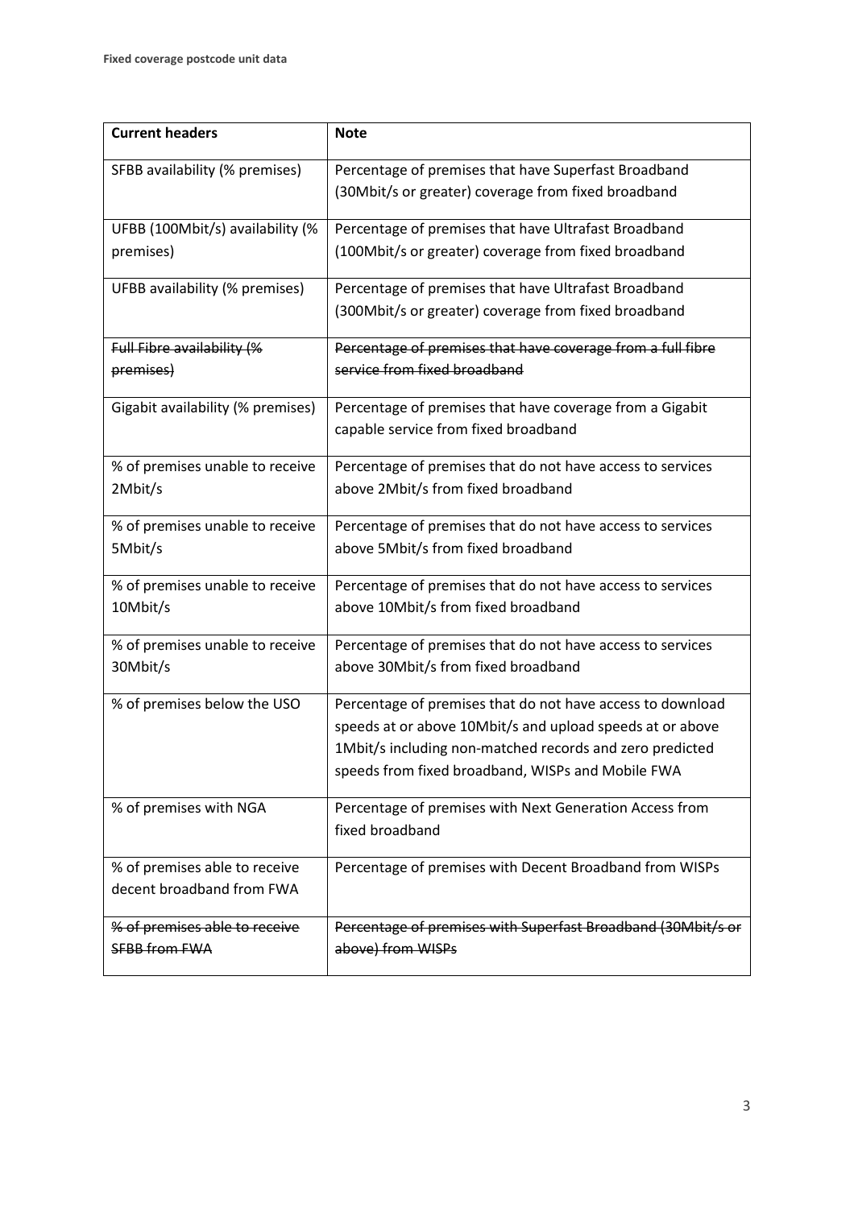| Current headers | Note |
|---|---|
| SFBB availability (% premises) | Percentage of premises that have Superfast Broadband (30Mbit/s or greater) coverage from fixed broadband |
| UFBB (100Mbit/s) availability (% premises) | Percentage of premises that have Ultrafast Broadband (100Mbit/s or greater) coverage from fixed broadband |
| UFBB availability (% premises) | Percentage of premises that have Ultrafast Broadband (300Mbit/s or greater) coverage from fixed broadband |
| ~~Full Fibre availability (% premises)~~ | ~~Percentage of premises that have coverage from a full fibre service from fixed broadband~~ |
| Gigabit availability (% premises) | Percentage of premises that have coverage from a Gigabit capable service from fixed broadband |
| % of premises unable to receive 2Mbit/s | Percentage of premises that do not have access to services above 2Mbit/s from fixed broadband |
| % of premises unable to receive 5Mbit/s | Percentage of premises that do not have access to services above 5Mbit/s from fixed broadband |
| % of premises unable to receive 10Mbit/s | Percentage of premises that do not have access to services above 10Mbit/s from fixed broadband |
| % of premises unable to receive 30Mbit/s | Percentage of premises that do not have access to services above 30Mbit/s from fixed broadband |
| % of premises below the USO | Percentage of premises that do not have access to download speeds at or above 10Mbit/s and upload speeds at or above 1Mbit/s including non-matched records and zero predicted speeds from fixed broadband, WISPs and Mobile FWA |
| % of premises with NGA | Percentage of premises with Next Generation Access from fixed broadband |
| % of premises able to receive decent broadband from FWA | Percentage of premises with Decent Broadband from WISPs |
| ~~% of premises able to receive SFBB from FWA~~ | ~~Percentage of premises with Superfast Broadband (30Mbit/s or above) from WISPs~~ |